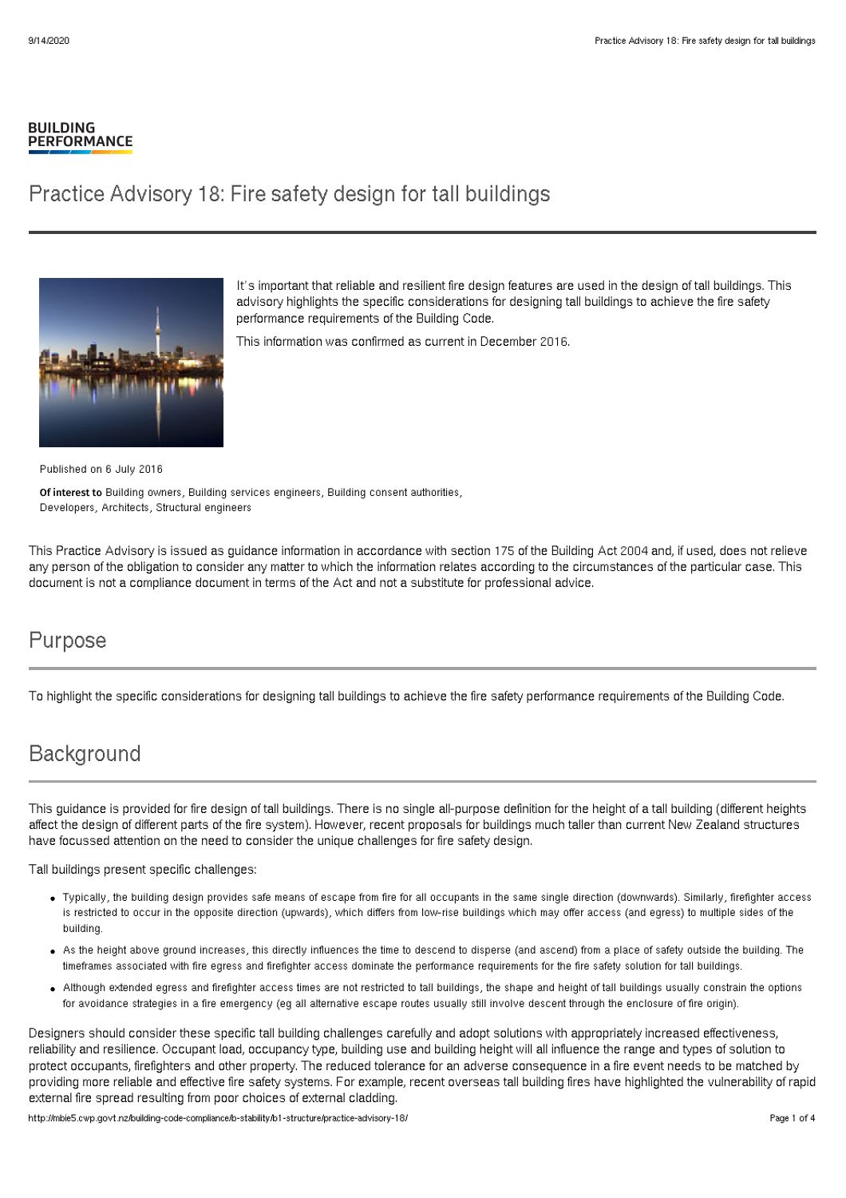BUILDING
PERFORMANCE

# Practice Advisory 18: Fire safety design for tall buildings

It's important that reliable and resilient fire design features are used in the design of tall buildings. This advisory highlights the specific considerations for designing tall buildings to achieve the fire safety performance requirements of the Building Code.

This information was confirmed as current in December 2016.

Published on 6 July 2016

**Of interest to** Building owners, Building services engineers, Building consent authorities, Developers, Architects, Structural engineers

This Practice Advisory is issued as guidance information in accordance with section 175 of the Building Act 2004 and, if used, does not relieve any person of the obligation to consider any matter to which the information relates according to the circumstances of the particular case. This document is not a compliance document in terms of the Act and not a substitute for professional advice.

## Purpose

To highlight the specific considerations for designing tall buildings to achieve the fire safety performance requirements of the Building Code.

## Background

This guidance is provided for fire design of tall buildings. There is no single all-purpose definition for the height of a tall building (different heights affect the design of different parts of the fire system). However, recent proposals for buildings much taller than current New Zealand structures have focussed attention on the need to consider the unique challenges for fire safety design.

Tall buildings present specific challenges:

- Typically, the building design provides safe means of escape from fire for all occupants in the same single direction (downwards). Similarly, firefighter access is restricted to occur in the opposite direction (upwards), which differs from low-rise buildings which may offer access (and egress) to multiple sides of the building.
- As the height above ground increases, this directly influences the time to descend to disperse (and ascend) from a place of safety outside the building. The timeframes associated with fire egress and firefighter access dominate the performance requirements for the fire safety solution for tall buildings.
- Although extended egress and firefighter access times are not restricted to tall buildings, the shape and height of tall buildings usually constrain the options for avoidance strategies in a fire emergency (eg all alternative escape routes usually still involve descent through the enclosure of fire origin).

Designers should consider these specific tall building challenges carefully and adopt solutions with appropriately increased effectiveness, reliability and resilience. Occupant load, occupancy type, building use and building height will all influence the range and types of solution to protect occupants, firefighters and other property. The reduced tolerance for an adverse consequence in a fire event needs to be matched by providing more reliable and effective fire safety systems. For example, recent overseas tall building fires have highlighted the vulnerability of rapid external fire spread resulting from poor choices of external cladding.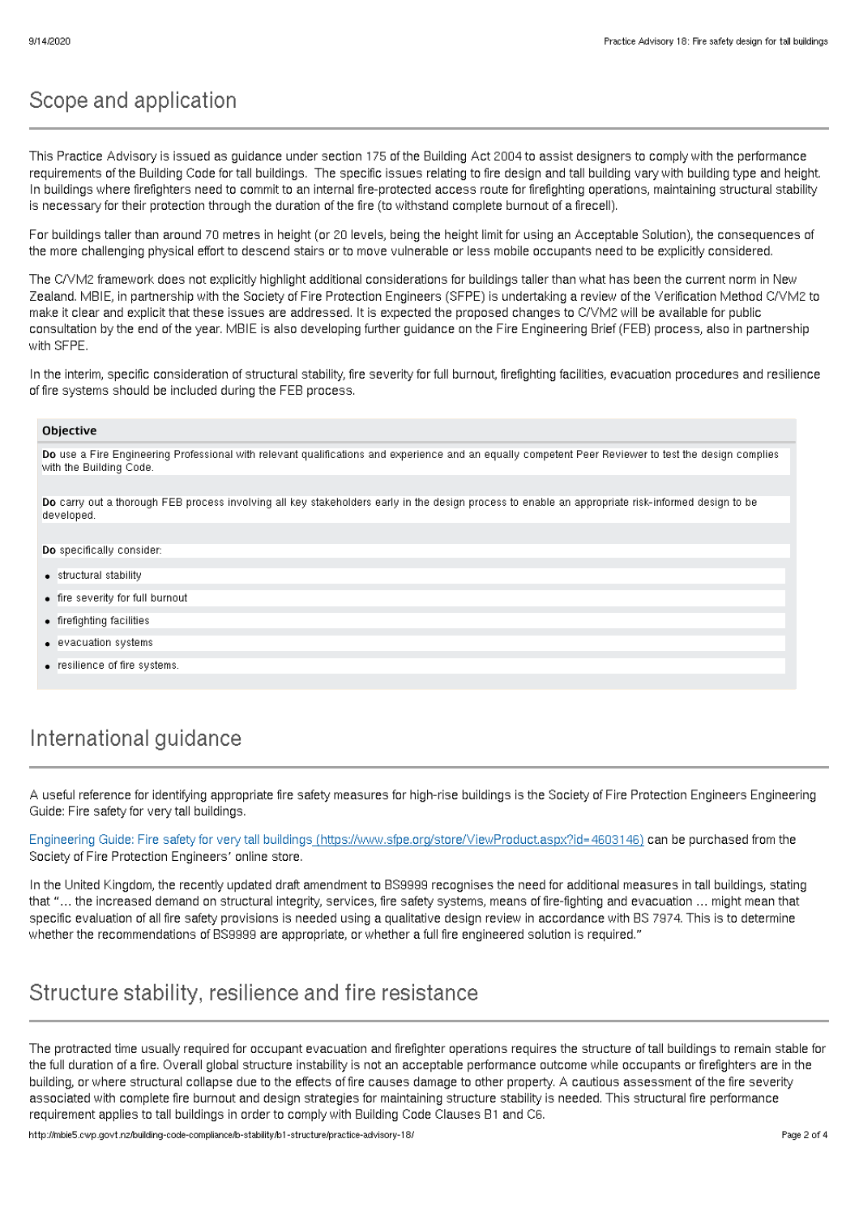## Scope and application

This Practice Advisory is issued as guidance under section 175 of the Building Act 2004 to assist designers to comply with the performance requirements of the Building Code for tall buildings. The specific issues relating to fire design and tall building vary with building type and height. In buildings where firefighters need to commit to an internal fire-protected access route for firefighting operations, maintaining structural stability is necessary for their protection through the duration of the fire (to withstand complete burnout of a firecell).

For buildings taller than around 70 metres in height (or 20 levels, being the height limit for using an Acceptable Solution), the consequences of the more challenging physical effort to descend stairs or to move vulnerable or less mobile occupants need to be explicitly considered.

The C/VM2 framework does not explicitly highlight additional considerations for buildings taller than what has been the current norm in New Zealand. MBIE, in partnership with the Society of Fire Protection Engineers (SFPE) is undertaking a review of the Verification Method C/VM2 to make it clear and explicit that these issues are addressed. It is expected the proposed changes to C/VM2 will be available for public consultation by the end of the year. MBIE is also developing further guidance on the Fire Engineering Brief (FEB) process, also in partnership with SFPE.

In the interim, specific consideration of structural stability, fire severity for full burnout, firefighting facilities, evacuation procedures and resilience of fire systems should be included during the FEB process.

| Objective |
| --- |
| **Do** use a Fire Engineering Professional with relevant qualifications and experience and an equally competent Peer Reviewer to test the design complies with the Building Code. |
| **Do** carry out a thorough FEB process involving all key stakeholders early in the design process to enable an appropriate risk-informed design to be developed. |
| **Do** specifically consider: |
| • structural stability |
| • fire severity for full burnout |
| • firefighting facilities |
| • evacuation systems |
| • resilience of fire systems. |

## International guidance

A useful reference for identifying appropriate fire safety measures for high-rise buildings is the Society of Fire Protection Engineers Engineering Guide: Fire safety for very tall buildings.

Engineering Guide: Fire safety for very tall buildings (https://www.sfpe.org/store/ViewProduct.aspx?id=4603146) can be purchased from the Society of Fire Protection Engineers' online store.

In the United Kingdom, the recently updated draft amendment to BS9999 recognises the need for additional measures in tall buildings, stating that "... the increased demand on structural integrity, services, fire safety systems, means of fire-fighting and evacuation ... might mean that specific evaluation of all fire safety provisions is needed using a qualitative design review in accordance with BS 7974. This is to determine whether the recommendations of BS9999 are appropriate, or whether a full fire engineered solution is required."

## Structure stability, resilience and fire resistance

The protracted time usually required for occupant evacuation and firefighter operations requires the structure of tall buildings to remain stable for the full duration of a fire. Overall global structure instability is not an acceptable performance outcome while occupants or firefighters are in the building, or where structural collapse due to the effects of fire causes damage to other property. A cautious assessment of the fire severity associated with complete fire burnout and design strategies for maintaining structure stability is needed. This structural fire performance requirement applies to tall buildings in order to comply with Building Code Clauses B1 and C6.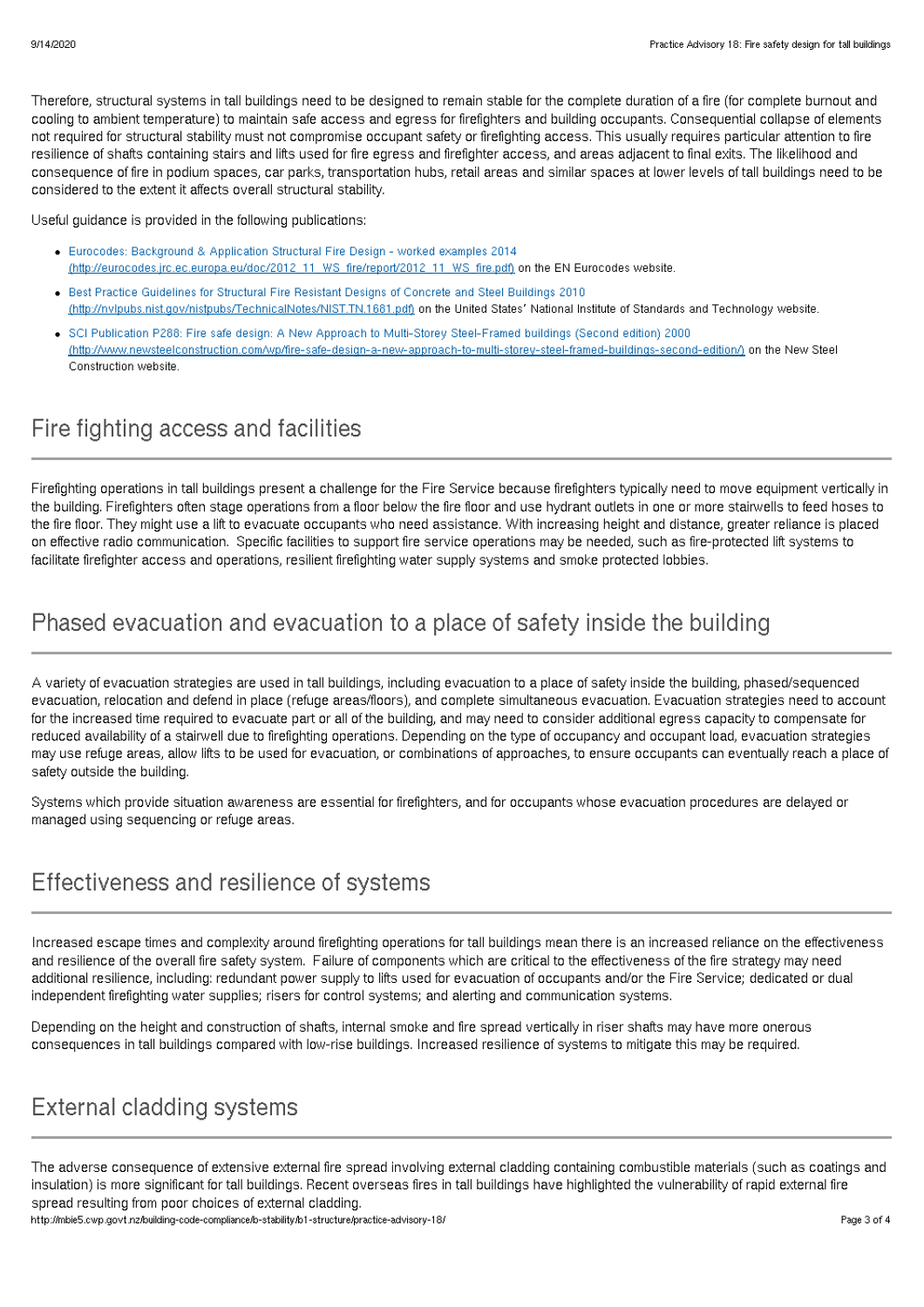Therefore, structural systems in tall buildings need to be designed to remain stable for the complete duration of a fire (for complete burnout and cooling to ambient temperature) to maintain safe access and egress for firefighters and building occupants. Consequential collapse of elements not required for structural stability must not compromise occupant safety or firefighting access. This usually requires particular attention to fire resilience of shafts containing stairs and lifts used for fire egress and firefighter access, and areas adjacent to final exits. The likelihood and consequence of fire in podium spaces, car parks, transportation hubs, retail areas and similar spaces at lower levels of tall buildings need to be considered to the extent it affects overall structural stability.

Useful guidance is provided in the following publications:

- Eurocodes: Background & Application Structural Fire Design - worked examples 2014 (http://eurocodes.jrc.ec.europa.eu/doc/2012_11_WS_fire/report/2012_11_WS_fire.pdf) on the EN Eurocodes website.
- Best Practice Guidelines for Structural Fire Resistant Designs of Concrete and Steel Buildings 2010 (http://nvlpubs.nist.gov/nistpubs/TechnicalNotes/NIST.TN.1681.pdf) on the United States' National Institute of Standards and Technology website.
- SCI Publication P288: Fire safe design: A New Approach to Multi-Storey Steel-Framed buildings (Second edition) 2000 (http://www.newsteelconstruction.com/wp/fire-safe-design-a-new-approach-to-multi-storey-steel-framed-buildings-second-edition/) on the New Steel Construction website.

## Fire fighting access and facilities

Firefighting operations in tall buildings present a challenge for the Fire Service because firefighters typically need to move equipment vertically in the building. Firefighters often stage operations from a floor below the fire floor and use hydrant outlets in one or more stairwells to feed hoses to the fire floor. They might use a lift to evacuate occupants who need assistance. With increasing height and distance, greater reliance is placed on effective radio communication. Specific facilities to support fire service operations may be needed, such as fire-protected lift systems to facilitate firefighter access and operations, resilient firefighting water supply systems and smoke protected lobbies.

## Phased evacuation and evacuation to a place of safety inside the building

A variety of evacuation strategies are used in tall buildings, including evacuation to a place of safety inside the building, phased/sequenced evacuation, relocation and defend in place (refuge areas/floors), and complete simultaneous evacuation. Evacuation strategies need to account for the increased time required to evacuate part or all of the building, and may need to consider additional egress capacity to compensate for reduced availability of a stairwell due to firefighting operations. Depending on the type of occupancy and occupant load, evacuation strategies may use refuge areas, allow lifts to be used for evacuation, or combinations of approaches, to ensure occupants can eventually reach a place of safety outside the building.

Systems which provide situation awareness are essential for firefighters, and for occupants whose evacuation procedures are delayed or managed using sequencing or refuge areas.

## Effectiveness and resilience of systems

Increased escape times and complexity around firefighting operations for tall buildings mean there is an increased reliance on the effectiveness and resilience of the overall fire safety system. Failure of components which are critical to the effectiveness of the fire strategy may need additional resilience, including: redundant power supply to lifts used for evacuation of occupants and/or the Fire Service; dedicated or dual independent firefighting water supplies; risers for control systems; and alerting and communication systems.

Depending on the height and construction of shafts, internal smoke and fire spread vertically in riser shafts may have more onerous consequences in tall buildings compared with low-rise buildings. Increased resilience of systems to mitigate this may be required.

## External cladding systems

The adverse consequence of extensive external fire spread involving external cladding containing combustible materials (such as coatings and insulation) is more significant for tall buildings. Recent overseas fires in tall buildings have highlighted the vulnerability of rapid external fire spread resulting from poor choices of external cladding.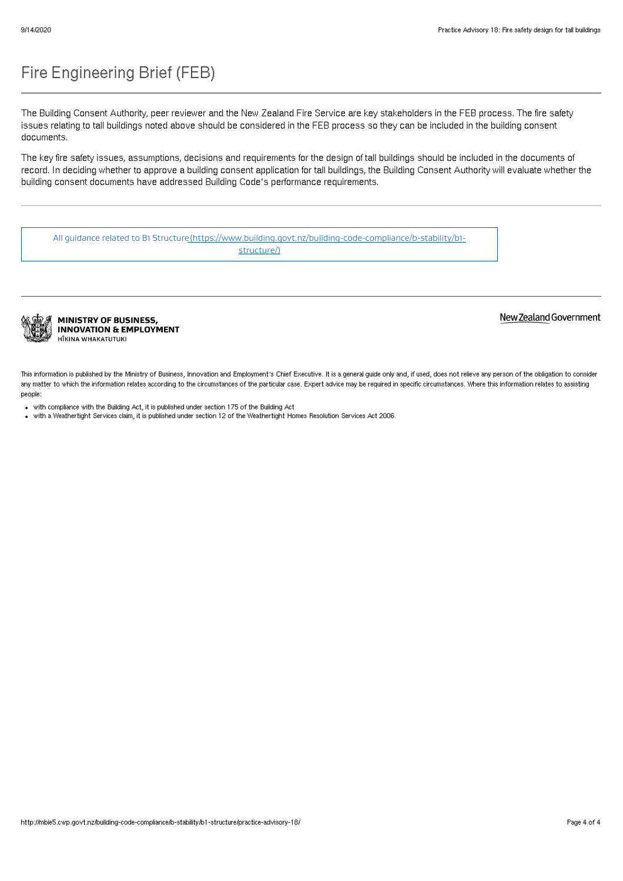# Fire Engineering Brief (FEB)

The Building Consent Authority, peer reviewer and the New Zealand Fire Service are key stakeholders in the FEB process. The fire safety issues relating to tall buildings noted above should be considered in the FEB process so they can be included in the building consent documents.

The key fire safety issues, assumptions, decisions and requirements for the design of tall buildings should be included in the documents of record. In deciding whether to approve a building consent application for tall buildings, the Building Consent Authority will evaluate whether the building consent documents have addressed Building Code's performance requirements.

All guidance related to B1 Structure (https://www.building.govt.nz/building-code-compliance/b-stability/b1-structure/)

**MINISTRY OF BUSINESS, INNOVATION & EMPLOYMENT**
HĪKINA WHAKATUTUKI

New Zealand Government

This information is published by the Ministry of Business, Innovation and Employment's Chief Executive. It is a general guide only and, if used, does not relieve any person of the obligation to consider any matter to which the information relates according to the circumstances of the particular case. Expert advice may be required in specific circumstances. Where this information relates to assisting people:

- with compliance with the Building Act, it is published under section 175 of the Building Act
- with a Weathertight Services claim, it is published under section 12 of the Weathertight Homes Resolution Services Act 2006.